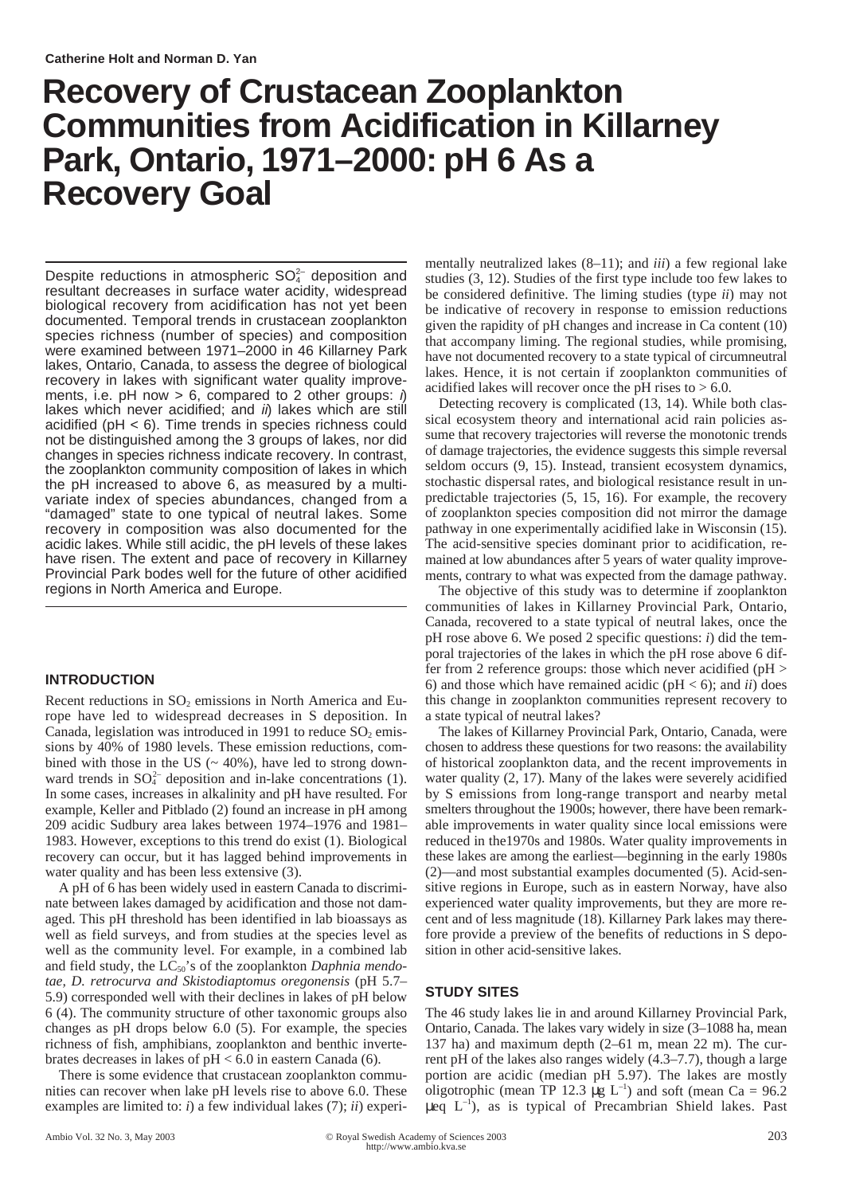Catherine Holt and Norman D. Yan

# Recovery of Crustacean Zooplankton Communities from Acidification in Killarney Park, Ontario, 1971–2000: pH 6 As a Recovery Goal

Despite reductions in atmospheric $SO_4^{2-}$ deposition and resultant decreases in surface water acidity, widespread biological recovery from acidification has not yet been documented. Temporal trends in crustacean zooplankton species richness (number of species) and composition were examined between 1971–2000 in 46 Killarney Park lakes, Ontario, Canada, to assess the degree of biological recovery in lakes with significant water quality improvements, i.e. pH now > 6, compared to 2 other groups: *i*) lakes which never acidified; and *ii*) lakes which are still acidified (pH < 6). Time trends in species richness could not be distinguished among the 3 groups of lakes, nor did changes in species richness indicate recovery. In contrast, the zooplankton community composition of lakes in which the pH increased to above 6, as measured by a multivariate index of species abundances, changed from a "damaged" state to one typical of neutral lakes. Some recovery in composition was also documented for the acidic lakes. While still acidic, the pH levels of these lakes have risen. The extent and pace of recovery in Killarney Provincial Park bodes well for the future of other acidified regions in North America and Europe.

## INTRODUCTION

Recent reductions in $SO_2$ emissions in North America and Europe have led to widespread decreases in S deposition. In Canada, legislation was introduced in 1991 to reduce $SO_2$ emissions by 40% of 1980 levels. These emission reductions, combined with those in the US (~ 40%), have led to strong downward trends in $SO_4^{2-}$ deposition and in-lake concentrations (1). In some cases, increases in alkalinity and pH have resulted. For example, Keller and Pitblado (2) found an increase in pH among 209 acidic Sudbury area lakes between 1974–1976 and 1981–1983. However, exceptions to this trend do exist (1). Biological recovery can occur, but it has lagged behind improvements in water quality and has been less extensive (3).

A pH of 6 has been widely used in eastern Canada to discriminate between lakes damaged by acidification and those not damaged. This pH threshold has been identified in lab bioassays as well as field surveys, and from studies at the species level as well as the community level. For example, in a combined lab and field study, the $LC_{50}$'s of the zooplankton *Daphnia mendotae, D. retrocurva and Skistodiaptomus oregonensis* (pH 5.7–5.9) corresponded well with their declines in lakes of pH below 6 (4). The community structure of other taxonomic groups also changes as pH drops below 6.0 (5). For example, the species richness of fish, amphibians, zooplankton and benthic invertebrates decreases in lakes of pH < 6.0 in eastern Canada (6).

There is some evidence that crustacean zooplankton communities can recover when lake pH levels rise to above 6.0. These examples are limited to: *i*) a few individual lakes (7); *ii*) experimentally neutralized lakes (8–11); and *iii*) a few regional lake studies (3, 12). Studies of the first type include too few lakes to be considered definitive. The liming studies (type *ii*) may not be indicative of recovery in response to emission reductions given the rapidity of pH changes and increase in Ca content (10) that accompany liming. The regional studies, while promising, have not documented recovery to a state typical of circumneutral lakes. Hence, it is not certain if zooplankton communities of acidified lakes will recover once the pH rises to > 6.0.

Detecting recovery is complicated (13, 14). While both classical ecosystem theory and international acid rain policies assume that recovery trajectories will reverse the monotonic trends of damage trajectories, the evidence suggests this simple reversal seldom occurs (9, 15). Instead, transient ecosystem dynamics, stochastic dispersal rates, and biological resistance result in unpredictable trajectories (5, 15, 16). For example, the recovery of zooplankton species composition did not mirror the damage pathway in one experimentally acidified lake in Wisconsin (15). The acid-sensitive species dominant prior to acidification, remained at low abundances after 5 years of water quality improvements, contrary to what was expected from the damage pathway.

The objective of this study was to determine if zooplankton communities of lakes in Killarney Provincial Park, Ontario, Canada, recovered to a state typical of neutral lakes, once the pH rose above 6. We posed 2 specific questions: *i*) did the temporal trajectories of the lakes in which the pH rose above 6 differ from 2 reference groups: those which never acidified (pH > 6) and those which have remained acidic (pH < 6); and *ii*) does this change in zooplankton communities represent recovery to a state typical of neutral lakes?

The lakes of Killarney Provincial Park, Ontario, Canada, were chosen to address these questions for two reasons: the availability of historical zooplankton data, and the recent improvements in water quality (2, 17). Many of the lakes were severely acidified by S emissions from long-range transport and nearby metal smelters throughout the 1900s; however, there have been remarkable improvements in water quality since local emissions were reduced in the1970s and 1980s. Water quality improvements in these lakes are among the earliest—beginning in the early 1980s (2)—and most substantial examples documented (5). Acid-sensitive regions in Europe, such as in eastern Norway, have also experienced water quality improvements, but they are more recent and of less magnitude (18). Killarney Park lakes may therefore provide a preview of the benefits of reductions in S deposition in other acid-sensitive lakes.

## STUDY SITES

The 46 study lakes lie in and around Killarney Provincial Park, Ontario, Canada. The lakes vary widely in size (3–1088 ha, mean 137 ha) and maximum depth (2–61 m, mean 22 m). The current pH of the lakes also ranges widely (4.3–7.7), though a large portion are acidic (median pH 5.97). The lakes are mostly oligotrophic (mean TP 12.3 $\mu g\ L^{-1}$) and soft (mean Ca = 96.2 $\mu eq\ L^{-1}$), as is typical of Precambrian Shield lakes. Past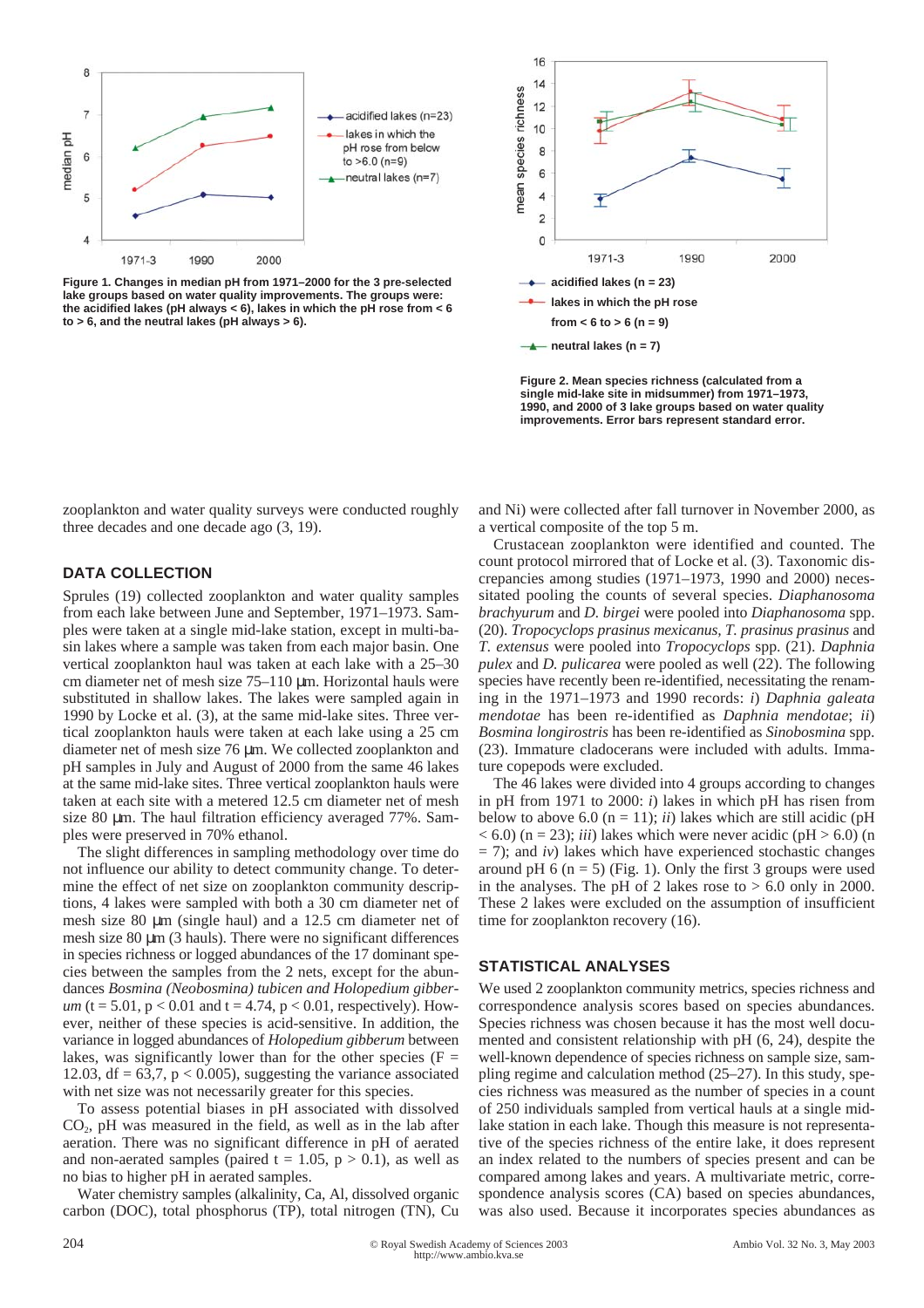median pH

8

7

6

5

4

1971-3

1990

2000

acidified lakes (n=23)

lakes in which the pH rose from below to >6.0 (n=9)

neutral lakes (n=7)

**Figure 1. Changes in median pH from 1971–2000 for the 3 pre-selected lake groups based on water quality improvements. The groups were: the acidified lakes (pH always < 6), lakes in which the pH rose from < 6 to > 6, and the neutral lakes (pH always > 6).**

mean species richness

16

14

12

10

8

6

4

2

0

1971-3

1990

2000

acidified lakes (n = 23)

lakes in which the pH rose from < 6 to > 6 (n = 9)

neutral lakes (n = 7)

**Figure 2. Mean species richness (calculated from a single mid-lake site in midsummer) from 1971–1973, 1990, and 2000 of 3 lake groups based on water quality improvements. Error bars represent standard error.**

zooplankton and water quality surveys were conducted roughly three decades and one decade ago (3, 19).

## DATA COLLECTION

Sprules (19) collected zooplankton and water quality samples from each lake between June and September, 1971–1973. Samples were taken at a single mid-lake station, except in multi-basin lakes where a sample was taken from each major basin. One vertical zooplankton haul was taken at each lake with a 25–30 cm diameter net of mesh size 75–110 µm. Horizontal hauls were substituted in shallow lakes. The lakes were sampled again in 1990 by Locke et al. (3), at the same mid-lake sites. Three vertical zooplankton hauls were taken at each lake using a 25 cm diameter net of mesh size 76 µm. We collected zooplankton and pH samples in July and August of 2000 from the same 46 lakes at the same mid-lake sites. Three vertical zooplankton hauls were taken at each site with a metered 12.5 cm diameter net of mesh size 80 µm. The haul filtration efficiency averaged 77%. Samples were preserved in 70% ethanol.

The slight differences in sampling methodology over time do not influence our ability to detect community change. To determine the effect of net size on zooplankton community descriptions, 4 lakes were sampled with both a 30 cm diameter net of mesh size 80 µm (single haul) and a 12.5 cm diameter net of mesh size 80 µm (3 hauls). There were no significant differences in species richness or logged abundances of the 17 dominant species between the samples from the 2 nets, except for the abundances *Bosmina (Neobosmina) tubicen and Holopedium gibberum* ($t = 5.01$, $p < 0.01$ and $t = 4.74$, $p < 0.01$, respectively). However, neither of these species is acid-sensitive. In addition, the variance in logged abundances of *Holopedium gibberum* between lakes, was significantly lower than for the other species ($F = 12.03$, $df = 63,7$, $p < 0.005$), suggesting the variance associated with net size was not necessarily greater for this species.

To assess potential biases in pH associated with dissolved $CO_2$, pH was measured in the field, as well as in the lab after aeration. There was no significant difference in pH of aerated and non-aerated samples (paired $t = 1.05$, $p > 0.1$), as well as no bias to higher pH in aerated samples.

Water chemistry samples (alkalinity, Ca, Al, dissolved organic carbon (DOC), total phosphorus (TP), total nitrogen (TN), Cu and Ni) were collected after fall turnover in November 2000, as a vertical composite of the top 5 m.

Crustacean zooplankton were identified and counted. The count protocol mirrored that of Locke et al. (3). Taxonomic discrepancies among studies (1971–1973, 1990 and 2000) necessitated pooling the counts of several species. *Diaphanosoma brachyurum* and *D. birgei* were pooled into *Diaphanosoma* spp. (20). *Tropocyclops prasinus mexicanus, T. prasinus prasinus* and *T. extensus* were pooled into *Tropocyclops* spp. (21). *Daphnia pulex* and *D. pulicarea* were pooled as well (22). The following species have recently been re-identified, necessitating the renaming in the 1971–1973 and 1990 records: *i*) *Daphnia galeata mendotae* has been re-identified as *Daphnia mendotae*; *ii*) *Bosmina longirostris* has been re-identified as *Sinobosmina* spp. (23). Immature cladocerans were included with adults. Immature copepods were excluded.

The 46 lakes were divided into 4 groups according to changes in pH from 1971 to 2000: *i*) lakes in which pH has risen from below to above 6.0 (n = 11); *ii*) lakes which are still acidic (pH < 6.0) (n = 23); *iii*) lakes which were never acidic (pH > 6.0) (n = 7); and *iv*) lakes which have experienced stochastic changes around pH 6 (n = 5) (Fig. 1). Only the first 3 groups were used in the analyses. The pH of 2 lakes rose to > 6.0 only in 2000. These 2 lakes were excluded on the assumption of insufficient time for zooplankton recovery (16).

## STATISTICAL ANALYSES

We used 2 zooplankton community metrics, species richness and correspondence analysis scores based on species abundances. Species richness was chosen because it has the most well documented and consistent relationship with pH (6, 24), despite the well-known dependence of species richness on sample size, sampling regime and calculation method (25–27). In this study, species richness was measured as the number of species in a count of 250 individuals sampled from vertical hauls at a single mid-lake station in each lake. Though this measure is not representative of the species richness of the entire lake, it does represent an index related to the numbers of species present and can be compared among lakes and years. A multivariate metric, correspondence analysis scores (CA) based on species abundances, was also used. Because it incorporates species abundances as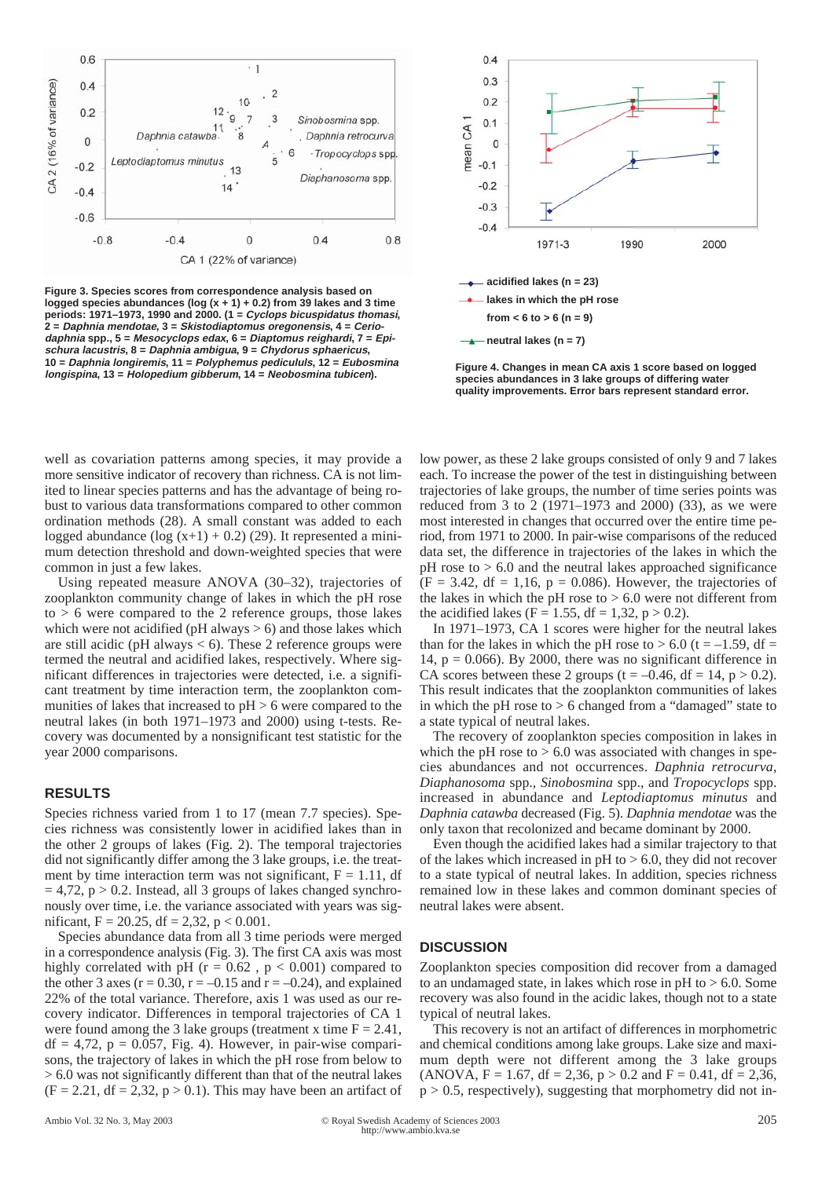0.6
0.4
0.2
0
-0.2
-0.4
-0.6
CA 2 (16% of variance)
-0.8
-0.4
0
0.4
0.8
CA 1 (22% of variance)
1
2
10
12
9
7
3
11
8
4
6
5
13
14
Sinobosmina spp.
Daphnia catawba
Daphnia retrocurva
Tropocyclops spp.
Leptodiaptomus minutus
Diaphanosoma spp.

**Figure 3. Species scores from correspondence analysis based on logged species abundances (log (x + 1) + 0.2) from 39 lakes and 3 time periods: 1971–1973, 1990 and 2000. (1 = *Cyclops bicuspidatus thomasi*, 2 = *Daphnia mendotae*, 3 = *Skistodiaptomus oregonensis*, 4 = *Ceriodaphnia* spp., 5 = *Mesocyclops edax*, 6 = *Diaptomus reighardi*, 7 = *Epischura lacustris*, 8 = *Daphnia ambigua*, 9 = *Chydorus sphaericus*, 10 = *Daphnia longiremis*, 11 = *Polyphemus pedicululs*, 12 = *Eubosmina longispina*, 13 = *Holopedium gibberum*, 14 = *Neobosmina tubicen*).**

0.4
0.3
0.2
0.1
0
-0.1
-0.2
-0.3
-0.4
mean CA 1
1971-3
1990
2000

acidified lakes (n = 23)
lakes in which the pH rose from < 6 to > 6 (n = 9)
neutral lakes (n = 7)

**Figure 4. Changes in mean CA axis 1 score based on logged species abundances in 3 lake groups of differing water quality improvements. Error bars represent standard error.**

well as covariation patterns among species, it may provide a more sensitive indicator of recovery than richness. CA is not limited to linear species patterns and has the advantage of being robust to various data transformations compared to other common ordination methods (28). A small constant was added to each logged abundance (log (x+1) + 0.2) (29). It represented a minimum detection threshold and down-weighted species that were common in just a few lakes.

Using repeated measure ANOVA (30–32), trajectories of zooplankton community change of lakes in which the pH rose to > 6 were compared to the 2 reference groups, those lakes which were not acidified (pH always > 6) and those lakes which are still acidic (pH always < 6). These 2 reference groups were termed the neutral and acidified lakes, respectively. Where significant differences in trajectories were detected, i.e. a significant treatment by time interaction term, the zooplankton communities of lakes that increased to pH > 6 were compared to the neutral lakes (in both 1971–1973 and 2000) using t-tests. Recovery was documented by a nonsignificant test statistic for the year 2000 comparisons.

## RESULTS

Species richness varied from 1 to 17 (mean 7.7 species). Species richness was consistently lower in acidified lakes than in the other 2 groups of lakes (Fig. 2). The temporal trajectories did not significantly differ among the 3 lake groups, i.e. the treatment by time interaction term was not significant, $F = 1.11$, df $= 4,72$, $p > 0.2$. Instead, all 3 groups of lakes changed synchronously over time, i.e. the variance associated with years was significant, $F = 20.25$, df $= 2,32$, $p < 0.001$.

Species abundance data from all 3 time periods were merged in a correspondence analysis (Fig. 3). The first CA axis was most highly correlated with pH ($r = 0.62$, $p < 0.001$) compared to the other 3 axes ($r = 0.30$, $r = -0.15$ and $r = -0.24$), and explained 22% of the total variance. Therefore, axis 1 was used as our recovery indicator. Differences in temporal trajectories of CA 1 were found among the 3 lake groups (treatment x time $F = 2.41$, df $= 4,72$, $p = 0.057$, Fig. 4). However, in pair-wise comparisons, the trajectory of lakes in which the pH rose from below to > 6.0 was not significantly different than that of the neutral lakes ($F = 2.21$, df $= 2,32$, $p > 0.1$). This may have been an artifact of low power, as these 2 lake groups consisted of only 9 and 7 lakes each. To increase the power of the test in distinguishing between trajectories of lake groups, the number of time series points was reduced from 3 to 2 (1971–1973 and 2000) (33), as we were most interested in changes that occurred over the entire time period, from 1971 to 2000. In pair-wise comparisons of the reduced data set, the difference in trajectories of the lakes in which the pH rose to > 6.0 and the neutral lakes approached significance ($F = 3.42$, df $= 1,16$, $p = 0.086$). However, the trajectories of the lakes in which the pH rose to > 6.0 were not different from the acidified lakes ($F = 1.55$, df $= 1,32$, $p > 0.2$).

In 1971–1973, CA 1 scores were higher for the neutral lakes than for the lakes in which the pH rose to > 6.0 ($t = -1.59$, df $= 14$, $p = 0.066$). By 2000, there was no significant difference in CA scores between these 2 groups ($t = -0.46$, df $= 14$, $p > 0.2$). This result indicates that the zooplankton communities of lakes in which the pH rose to > 6 changed from a "damaged" state to a state typical of neutral lakes.

The recovery of zooplankton species composition in lakes in which the pH rose to > 6.0 was associated with changes in species abundances and not occurrences. *Daphnia retrocurva*, *Diaphanosoma* spp., *Sinobosmina* spp., and *Tropocyclops* spp. increased in abundance and *Leptodiaptomus minutus* and *Daphnia catawba* decreased (Fig. 5). *Daphnia mendotae* was the only taxon that recolonized and became dominant by 2000.

Even though the acidified lakes had a similar trajectory to that of the lakes which increased in pH to > 6.0, they did not recover to a state typical of neutral lakes. In addition, species richness remained low in these lakes and common dominant species of neutral lakes were absent.

## DISCUSSION

Zooplankton species composition did recover from a damaged to an undamaged state, in lakes which rose in pH to > 6.0. Some recovery was also found in the acidic lakes, though not to a state typical of neutral lakes.

This recovery is not an artifact of differences in morphometric and chemical conditions among lake groups. Lake size and maximum depth were not different among the 3 lake groups (ANOVA, $F = 1.67$, df $= 2,36$, $p > 0.2$ and $F = 0.41$, df $= 2,36$, $p > 0.5$, respectively), suggesting that morphometry did not in-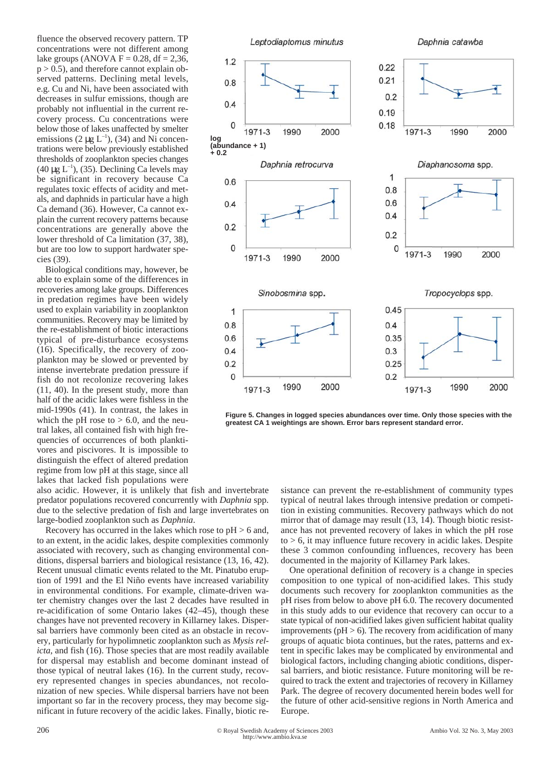fluence the observed recovery pattern. TP concentrations were not different among lake groups (ANOVA F = 0.28, df = 2,36, $p > 0.5$), and therefore cannot explain observed patterns. Declining metal levels, e.g. Cu and Ni, have been associated with decreases in sulfur emissions, though are probably not influential in the current recovery process. Cu concentrations were below those of lakes unaffected by smelter emissions (2 $\mu g\ L^{-1}$), (34) and Ni concentrations were below previously established thresholds of zooplankton species changes (40 $\mu g\ L^{-1}$), (35). Declining Ca levels may be significant in recovery because Ca regulates toxic effects of acidity and metals, and daphnids in particular have a high Ca demand (36). However, Ca cannot explain the current recovery patterns because concentrations are generally above the lower threshold of Ca limitation (37, 38), but are too low to support hardwater species (39).

Biological conditions may, however, be able to explain some of the differences in recoveries among lake groups. Differences in predation regimes have been widely used to explain variability in zooplankton communities. Recovery may be limited by the re-establishment of biotic interactions typical of pre-disturbance ecosystems (16). Specifically, the recovery of zooplankton may be slowed or prevented by intense invertebrate predation pressure if fish do not recolonize recovering lakes (11, 40). In the present study, more than half of the acidic lakes were fishless in the mid-1990s (41). In contrast, the lakes in which the pH rose to > 6.0, and the neutral lakes, all contained fish with high frequencies of occurrences of both planktivores and piscivores. It is impossible to distinguish the effect of altered predation regime from low pH at this stage, since all lakes that lacked fish populations were also acidic. However, it is unlikely that fish and invertebrate predator populations recovered concurrently with *Daphnia* spp. due to the selective predation of fish and large invertebrates on large-bodied zooplankton such as *Daphnia*.

Leptodiaptomus minutus

Daphnia catawba

Daphnia retrocurva

Diaphanosoma spp.

Sinobosmina spp.

Tropocyclops spp.

log (abundance + 1) + 0.2

1971-3 1990 2000

**Figure 5. Changes in logged species abundances over time. Only those species with the greatest CA 1 weightings are shown. Error bars represent standard error.**

Recovery has occurred in the lakes which rose to pH > 6 and, to an extent, in the acidic lakes, despite complexities commonly associated with recovery, such as changing environmental conditions, dispersal barriers and biological resistance (13, 16, 42). Recent unusual climatic events related to the Mt. Pinatubo eruption of 1991 and the El Niño events have increased variability in environmental conditions. For example, climate-driven water chemistry changes over the last 2 decades have resulted in re-acidification of some Ontario lakes (42–45), though these changes have not prevented recovery in Killarney lakes. Dispersal barriers have commonly been cited as an obstacle in recovery, particularly for hypolimnetic zooplankton such as *Mysis relicta*, and fish (16). Those species that are most readily available for dispersal may establish and become dominant instead of those typical of neutral lakes (16). In the current study, recovery represented changes in species abundances, not recolonization of new species. While dispersal barriers have not been important so far in the recovery process, they may become significant in future recovery of the acidic lakes. Finally, biotic resistance can prevent the re-establishment of community types typical of neutral lakes through intensive predation or competition in existing communities. Recovery pathways which do not mirror that of damage may result (13, 14). Though biotic resistance has not prevented recovery of lakes in which the pH rose to > 6, it may influence future recovery in acidic lakes. Despite these 3 common confounding influences, recovery has been documented in the majority of Killarney Park lakes.

One operational definition of recovery is a change in species composition to one typical of non-acidified lakes. This study documents such recovery for zooplankton communities as the pH rises from below to above pH 6.0. The recovery documented in this study adds to our evidence that recovery can occur to a state typical of non-acidified lakes given sufficient habitat quality improvements (pH > 6). The recovery from acidification of many groups of aquatic biota continues, but the rates, patterns and extent in specific lakes may be complicated by environmental and biological factors, including changing abiotic conditions, dispersal barriers, and biotic resistance. Future monitoring will be required to track the extent and trajectories of recovery in Killarney Park. The degree of recovery documented herein bodes well for the future of other acid-sensitive regions in North America and Europe.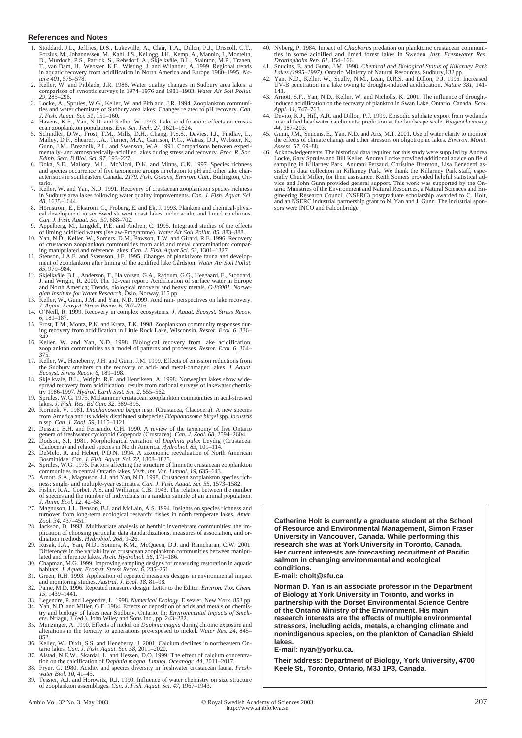## References and Notes

1. Stoddard, J.L., Jeffries, D.S., Lukewille, A., Clair, T.A., Dillon, P.J., Driscoll, C.T., Forsius, M., Johannessen, M., Kahl, J.S., Kellogg, J.H., Kemp, A., Mannio, J., Monteith, D., Murdoch, P.S., Patrick, S., Rebsdorf, A., Skjelkvåle, B.L., Stainton, M.P., Traaen, T., van Dam, H., Webster, K.E., Wieting, J. and Wilander, A. 1999. Regional trends in aquatic recovery from acidification in North America and Europe 1980–1995. *Nature 401*, 575–578.
2. Keller, W. and Pitblado, J.R. 1986. Water quality changes in Sudbury area lakes: a comparison of synoptic surveys in 1974–1976 and 1981–1983. *Water Air Soil Pollut. 29*, 285–296.
3. Locke, A., Sprules, W.G., Keller, W. and Pitblado, J.R. 1994. Zooplankton communities and water chemistry of Sudbury area lakes: Changes related to pH recovery. *Can. J. Fish. Aquat. Sci. 51*, 151–160.
4. Havens, K.E., Yan, N.D. and Keller, W. 1993. Lake acidification: effects on crustacean zooplankton populations. *Env. Sci. Tech. 27*, 1621–1624.
5. Schindler, D.W., Frost, T.M., Mills, D.H., Chang, P.S.S., Davies, I.J., Findlay, L., Malley, D.F., Shearer, J.A., Turner, M.A., Garrison, P.G., Watras, D.J., Webster, K., Gunn, J.M., Brezonik, P.L. and Swenson, W.A. 1991. Comparisons between experimentally- and atmospherically-acidified lakes during stress and recovery. *Proc. R. Soc. Edinb. Sect. B Biol. Sci. 97*, 193–227.
6. Doka, S.E., Mallory, M.L., McNicol, D.K. and Minns, C.K. 1997. Species richness and species occurrence of five taxonomic groups in relation to pH and other lake characteristics in southeastern Canada. *2179. Fish. Oceans, Environ. Can.*, Burlington, Ontario.
7. Keller, W. and Yan, N.D. 1991. Recovery of crustacean zooplankton species richness in Sudbury area lakes following water quality improvements. *Can. J. Fish. Aquat. Sci. 48*, 1635–1644.
8. Hörnström, E., Ekström, C., Froberg, E. and Ek, J. 1993. Plankton and chemical-physical development in six Swedish west coast lakes under acidic and limed conditions. *Can. J. Fish. Aquat. Sci. 50*, 688–702.
9. Appelberg, M., Lingdell, P.E. and Andren, C. 1995. Integrated studies of the effects of liming acidified waters (Iselaw-Programme). *Water Air Soil Pollut. 85*, 883–888.
10. Yan, N.D., Keller, W., Somers, D.M., Pawson, T.W. and Girard, R.E. 1996. Recovery of crustacean zooplankton communities from acid and metal contamination: comparing manipulated and reference lakes. *Can. J. Fish. Aquat Sci. 53*, 1301–1327.
11. Stenson, J.A.E. and Svensson, J.E. 1995. Changes of planktivore fauna and development of zooplankton after liming of the acidified lake Gårdsjön. *Water Air Soil Pollut. 85*, 979–984.
12. Skjelkvåle, B.L., Anderson, T., Halvorsen, G.A., Raddum, G.G., Heegaard, E., Stoddard, J. and Wright, R. 2000. The 12-year report: Acidification of surface water in Europe and North America; Trends, biological recovery and heavy metals. *O-86001. Norwegian Institute for Water Research*, Oslo, Norway,115 pp.
13. Keller, W., Gunn, J.M. and Yan, N.D. 1999. Acid rain- perspectives on lake recovery. *J. Aquat. Ecosyst. Stress Recov. 6*, 207–216.
14. O'Neill, R. 1999. Recovery in complex ecosystems. *J. Aquat. Ecosyst. Stress Recov. 6*, 181–187.
15. Frost, T.M., Montz, P.K. and Kratz, T.K. 1998. Zooplankton community responses during recovery from acidification in Little Rock Lake, Wisconsin. *Restor. Ecol. 6*, 336–342.
16. Keller, W. and Yan, N.D. 1998. Biological recovery from lake acidification: zooplankton communities as a model of patterns and processes. *Restor. Ecol. 6*, 364–375.
17. Keller, W., Heneberry, J.H. and Gunn, J.M. 1999. Effects of emission reductions from the Sudbury smelters on the recovery of acid- and metal-damaged lakes. *J. Aquat. Ecosyst. Stress Recov. 6*, 189–198.
18. Skjelkvale, B.L., Wright, R.F. and Henriksen, A. 1998. Norwegian lakes show widespread recovery from acidification; results from national surveys of lakewater chemistry 1986-1997. *Hydrol. Earth Syst. Sci. 2*, 555–562.
19. Sprules, W.G. 1975. Midsummer crustacean zooplankton communities in acid-stressed lakes. *J. Fish. Res. Bd Can. 32*, 389–395.
20. Korínek, V. 1981. *Diaphanosoma birgei* n.sp. (Crustacea, Cladocera). A new species from America and its widely distributed subspecies *Diaphanosoma birgei* spp. *lacustris* n.ssp. *Can. J. Zool. 59*, 1115–1121.
21. Dussart, B.H. and Fernando, C.H. 1990. A review of the taxonomy of five Ontario genera of freshwater cyclopoid Copepoda (Crustacea). *Can. J. Zool. 68*, 2594–2604.
22. Dodson, S.I. 1981. Morphological variation of *Daphnia pulex* Leydig (Crustacea: Cladocera) and related species in North America. *Hydrobiol. 83*, 101–114.
23. DeMelo, R. and Hebert, P.D.N. 1994. A taxonomic reevaluation of North American Bosminidae. *Can. J. Fish. Aquat. Sci. 72*, 1808–1825.
24. Sprules, W.G. 1975. Factors affecting the structure of limnetic crustacean zooplankton communities in central Ontario lakes. *Verh. int. Ver. Limnol. 19*, 635–643.
25. Arnott, S.A., Magnuson, J.J. and Yan, N.D. 1998. Crustacean zooplankton species richness: single- and multiple-year estimates. *Can. J. Fish. Aquat. Sci. 55*, 1573–1582.
26. Fisher, R.A., Corbet, A.S. and Williams, C.B. 1943. The relation between the number of species and the number of individuals in a random sample of an animal population. *J. Anim. Ecol. 12*, 42–58.
27. Magnuson, J.J., Benson, B.J. and McLain, A.S. 1994. Insights on species richness and turnover from long-term ecological research: fishes in north temperate lakes. *Amer. Zool. 34*, 437–451.
28. Jackson, D. 1993. Multivariate analysis of benthic invertebrate communities: the implication of choosing particular data standardizations, measures of association, and ordination methods. *Hydrobiol. 268*, 9–26.
29. Rusak, J.A., Yan, N.D., Somers, K.M., McQueen, D.J. and Ramcharan, C.W. 2001. Differences in the variability of crustacean zooplankton communities between manipulated and reference lakes. *Arch. Hydrobiol. 56*, 171–186.
30. Chapman, M.G. 1999. Improving sampling designs for measuring restoration in aquatic habitats. *J. Aquat. Ecosyst. Stress Recov. 6*, 235–251.
31. Green, R.H. 1993. Application of repeated measures designs in environmental impact and monitoring studies. *Austral. J. Ecol. 18*, 81–98.
32. Paine, M.D. 1996. Repeated measures design: Letter to the Editor. *Environ. Tox. Chem. 15*, 1439–1441.
33. Legendre, P. and Legendre, L. 1998. *Numerical Ecology*. Elsevier, New York, 853 pp.
34. Yan, N.D. and Miller, G.E. 1984. Effects of deposition of acids and metals on chemistry and biology of lakes near Sudbury, Ontario. In: *Environmental Impacts of Smelters*. Nriagu, J. (ed.). John Wiley and Sons Inc., pp. 243–282.
35. Munzinger, A. 1990. Effects of nickel on *Daphnia magna* during chronic exposure and alterations in the toxicity to generations pre-exposed to nickel. *Water Res. 24*, 845–852.
36. Keller, W., Dixit, S.S. and Heneberry, J. 2001. Calcium declines in northeastern Ontario lakes. *Can. J. Fish. Aquat. Sci. 58*, 2011–2020.
37. Alstad, N.E.W., Skardal, L. and Hessen, D.O. 1999. The effect of calcium concentration on the calcification of *Daphnia magna*. *Limnol. Oceanogr. 44*, 2011–2017.
38. Fryer, G. 1980. Acidity and species diversity in freshwater crustacean fauna. *Freshwater Biol. 10*, 41–45.
39. Tessier, A.J. and Horowitz, R.J. 1990. Influence of water chemistry on size structure of zooplankton assemblages. *Can. J. Fish. Aquat. Sci. 47*, 1967–1943.
40. Nyberg, P. 1984. Impact of *Chaoborus* predation on planktonic crustacean communities in some acidified and limed forest lakes in Sweden. *Inst. Freshwater Res. Drottingholm Rep. 61*, 154–166.
41. Snucins, E. and Gunn, J.M. 1998. *Chemical and Biological Status of Killarney Park Lakes (1995–1997)*. Ontario Ministry of Natural Resources, Sudbury,132 pp.
42. Yan, N.D., Keller, W., Scully, N.M., Lean, D.R.S. and Dillon, P.J. 1996. Increased UV-B penetration in a lake owing to drought-induced acidification. *Nature 381*, 141–143.
43. Arnott, S.F., Yan, N.D., Keller, W. and Nicholls, K. 2001. The influence of drought-induced acidification on the recovery of plankton in Swan Lake, Ontario, Canada. *Ecol. Appl. 11*, 747–763.
44. Devito, K.J., Hill, A.R. and Dillon, P.J. 1999. Episodic sulphate export from wetlands in acidified headwater catchments: prediction at the landscape scale. *Biogeochemistry 44*, 187–203.
45. Gunn, J.M., Snucins, E., Yan, N.D. and Arts, M.T. 2001. Use of water clarity to monitor the effects of climate change and other stressors on oligotrophic lakes. *Environ. Monit. Assess. 67*, 69–88.
46. Acknowledgements. The historical data required for this study were supplied by Andrea Locke, Gary Sprules and Bill Keller. Andrea Locke provided additional advice on field sampling in Killarney Park. Anurani Persaud, Christine Brereton, Lisa Benedetti assisted in data collection in Killarney Park. We thank the Killarney Park staff, especially Chuck Miller, for their assistance. Keith Somers provided helpful statistical advice and John Gunn provided general support. This work was supported by the Ontario Ministries of the Environment and Natural Resources, a Natural Sciences and Engineering Research Council (NSERC) postgraduate scholarship awarded to C. Holt, and an NSERC industrial partnership grant to N. Yan and J. Gunn. The industrial sponsors were INCO and Falconbridge.

**Catherine Holt is currently a graduate student at the School of Resource and Environmental Management, Simon Fraser University in Vancouver, Canada. While performing this research she was at York University in Toronto, Canada. Her current interests are forecasting recruitment of Pacific salmon in changing environmental and ecological conditions.**
**E-mail: cholt@sfu.ca**

**Norman D. Yan is an associate professor in the Department of Biology at York University in Toronto, and works in partnership with the Dorset Environmental Science Centre of the Ontario Ministry of the Environment. His main research interests are the effects of multiple environmental stressors, including acids, metals, a changing climate and nonindigenous species, on the plankton of Canadian Shield lakes.**
**E-mail: nyan@yorku.ca.**

**Their address: Department of Biology, York University, 4700 Keele St., Toronto, Ontario, M3J 1P3, Canada.**